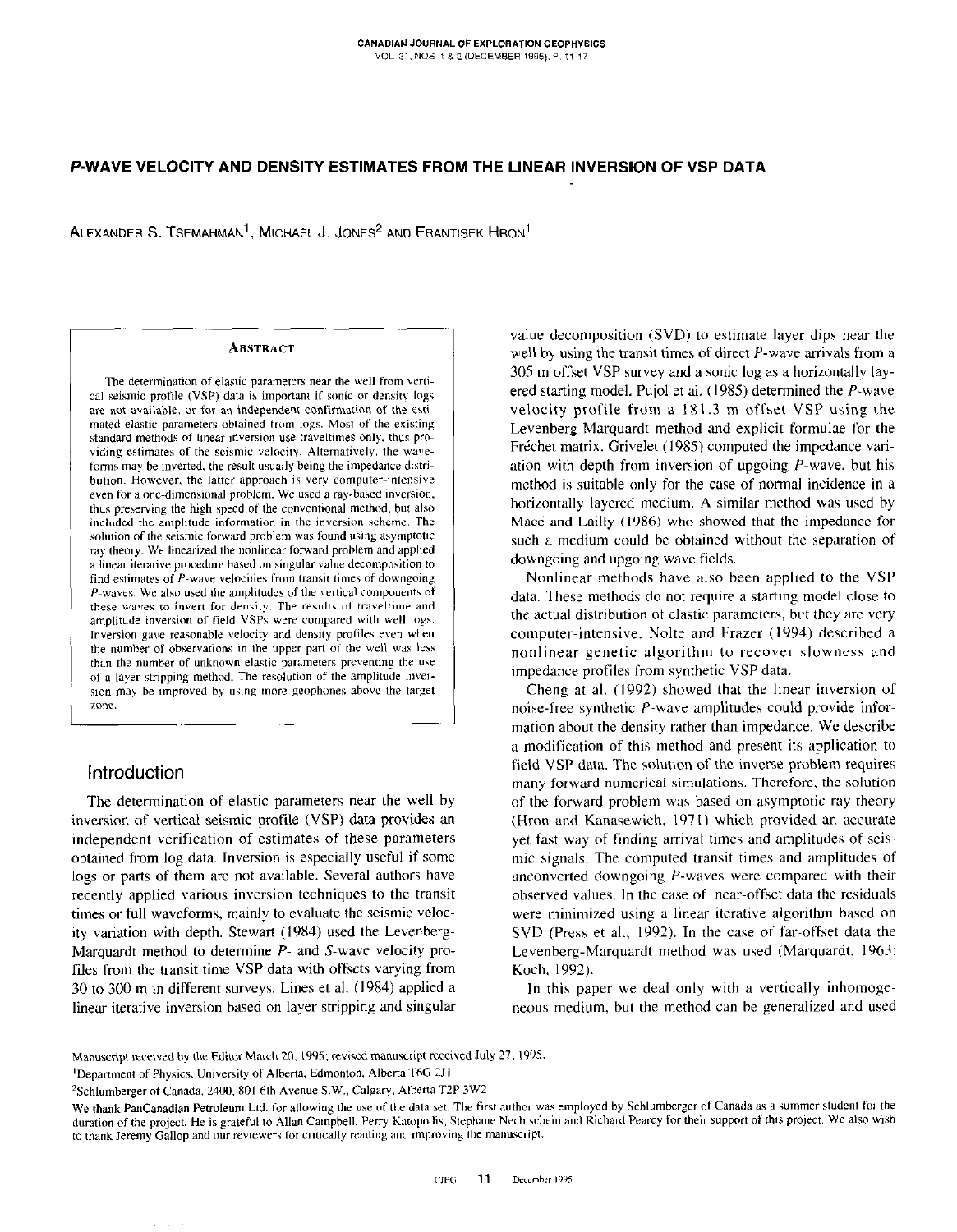# P-WAVE VELOCITY AND DENSITY ESTIMATES FROM THE LINEAR INVERSION OF VSP DATA

ALEXANDER S. TSEMAHMAN[1], MICHAEL J. JONES[2] AND FRANTISEK HRON[1]

## ABSTRACT

The determination of elastic parameters near the well from vertical seismic profile (VSP) data is important if sonic or density logs are not available, or for an independent confirmation of the estimated elastic parameters obtained from logs. Most of the existing standard methods of linear inversion use traveltimes only, thus providing estimates of the seismic velocity. Alternatively, the waveforms may be inverted, the result usually being the impedance distribution. However, the latter approach is very computer-intensive even for a one-dimensional problem. We used a ray-based inversion, thus preserving the high speed of the conventional method, but also included the amplitude information in the inversion scheme. The solution of the seismic forward problem was found using asymptotic ray theory. We linearized the nonlinear forward problem and applied a linear iterative procedure based on singular value decomposition to find estimates of P-wave velocities from transit times of downgoing P-waves. We also used the amplitudes of the vertical components of these waves to invert for density. The results of traveltime and amplitude inversion of field VSPs were compared with well logs. Inversion gave reasonable velocity and density profiles even when the number of observations in the upper part of the well was less than the number of unknown elastic parameters preventing the use of a layer stripping method. The resolution of the amplitude inversion may be improved by using more geophones above the target zone.

## Introduction

The determination of elastic parameters near the well by inversion of vertical seismic profile (VSP) data provides an independent verification of estimates of these parameters obtained from log data. Inversion is especially useful if some logs or parts of them are not available. Several authors have recently applied various inversion techniques to the transit times or full waveforms, mainly to evaluate the seismic velocity variation with depth. Stewart (1984) used the Levenberg-Marquardt method to determine P- and S-wave velocity profiles from the transit time VSP data with offsets varying from 30 to 300 m in different surveys. Lines et al. (1984) applied a linear iterative inversion based on layer stripping and singular value decomposition (SVD) to estimate layer dips near the well by using the transit times of direct P-wave arrivals from a 305 m offset VSP survey and a sonic log as a horizontally layered starting model. Pujol et al. (1985) determined the P-wave velocity profile from a 181.3 m offset VSP using the Levenberg-Marquardt method and explicit formulae for the Fréchet matrix. Grivelet (1985) computed the impedance variation with depth from inversion of upgoing P-wave, but his method is suitable only for the case of normal incidence in a horizontally layered medium. A similar method was used by Macé and Lailly (1986) who showed that the impedance for such a medium could be obtained without the separation of downgoing and upgoing wave fields.

Nonlinear methods have also been applied to the VSP data. These methods do not require a starting model close to the actual distribution of elastic parameters, but they are very computer-intensive. Nolte and Frazer (1994) described a nonlinear genetic algorithm to recover slowness and impedance profiles from synthetic VSP data.

Cheng at al. (1992) showed that the linear inversion of noise-free synthetic P-wave amplitudes could provide information about the density rather than impedance. We describe a modification of this method and present its application to field VSP data. The solution of the inverse problem requires many forward numerical simulations. Therefore, the solution of the forward problem was based on asymptotic ray theory (Hron and Kanasewich, 1971) which provided an accurate yet fast way of finding arrival times and amplitudes of seismic signals. The computed transit times and amplitudes of unconverted downgoing P-waves were compared with their observed values. In the case of near-offset data the residuals were minimized using a linear iterative algorithm based on SVD (Press et al., 1992). In the case of far-offset data the Levenberg-Marquardt method was used (Marquardt, 1963; Koch, 1992).

In this paper we deal only with a vertically inhomogeneous medium, but the method can be generalized and used

---

Manuscript received by the Editor March 20, 1995; revised manuscript received July 27, 1995.

[1]Department of Physics, University of Alberta, Edmonton, Alberta T6G 2J1

[2]Schlumberger of Canada, 2400, 801 6th Avenue S.W., Calgary, Alberta T2P 3W2

We thank PanCanadian Petroleum Ltd. for allowing the use of the data set. The first author was employed by Schlumberger of Canada as a summer student for the duration of the project. He is grateful to Allan Campbell, Perry Katopodis, Stephane Nechtschein and Richard Pearcy for their support of this project. We also wish to thank Jeremy Gallop and our reviewers for critically reading and improving the manuscript.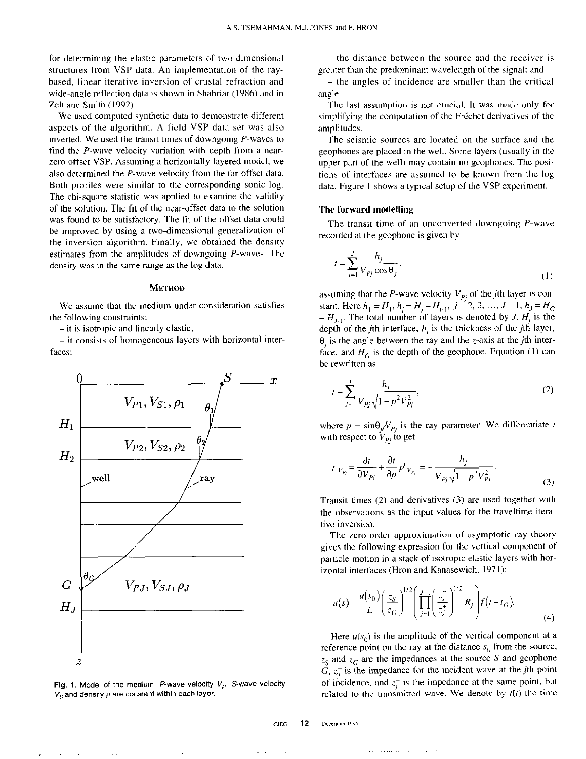for determining the elastic parameters of two-dimensional structures from VSP data. An implementation of the ray-based, linear iterative inversion of crustal refraction and wide-angle reflection data is shown in Shahriar (1986) and in Zelt and Smith (1992).

We used computed synthetic data to demonstrate different aspects of the algorithm. A field VSP data set was also inverted. We used the transit times of downgoing $P$-waves to find the $P$-wave velocity variation with depth from a near-zero offset VSP. Assuming a horizontally layered model, we also determined the $P$-wave velocity from the far-offset data. Both profiles were similar to the corresponding sonic log. The chi-square statistic was applied to examine the validity of the solution. The fit of the near-offset data to the solution was found to be satisfactory. The fit of the offset data could be improved by using a two-dimensional generalization of the inversion algorithm. Finally, we obtained the density estimates from the amplitudes of downgoing $P$-waves. The density was in the same range as the log data.

## Method

We assume that the medium under consideration satisfies the following constraints:

- it is isotropic and linearly elastic;
- it consists of homogeneous layers with horizontal interfaces;
- the distance between the source and the receiver is greater than the predominant wavelength of the signal; and
- the angles of incidence are smaller than the critical angle.

The last assumption is not crucial. It was made only for simplifying the computation of the Fréchet derivatives of the amplitudes.

The seismic sources are located on the surface and the geophones are placed in the well. Some layers (usually in the upper part of the well) may contain no geophones. The positions of interfaces are assumed to be known from the log data. Figure 1 shows a typical setup of the VSP experiment.

**Fig. 1.** Model of the medium. $P$-wave velocity $V_P$, $S$-wave velocity $V_S$ and density $\rho$ are constant within each layer.

### The forward modelling

The transit time of an unconverted downgoing $P$-wave recorded at the geophone is given by

$$t = \sum_{j=1}^{J} \frac{h_j}{V_{Pj} \cos\theta_j}, \tag{1}$$

assuming that the $P$-wave velocity $V_{Pj}$ of the $j$th layer is constant. Here $h_1 = H_1$, $h_j = H_j - H_{j-1}$, $j = 2, 3, \ldots, J-1$, $h_J = H_G - H_{J-1}$. The total number of layers is denoted by $J$. $H_j$ is the depth of the $j$th interface, $h_j$ is the thickness of the $j$th layer, $\theta_j$ is the angle between the ray and the $z$-axis at the $j$th interface, and $H_G$ is the depth of the geophone. Equation (1) can be rewritten as

$$t = \sum_{j=1}^{J} \frac{h_j}{V_{Pj}\sqrt{1 - p^2 V_{Pj}^2}}, \tag{2}$$

where $p = \sin\theta_j / V_{Pj}$ is the ray parameter. We differentiate $t$ with respect to $V_{Pj}$ to get

$$t'_{V_{Pj}} = \frac{\partial t}{\partial V_{Pj}} + \frac{\partial t}{\partial p} p'_{V_{Pj}} = -\frac{h_j}{V_{Pj}\sqrt{1 - p^2 V_{Pj}^2}}. \tag{3}$$

Transit times (2) and derivatives (3) are used together with the observations as the input values for the traveltime iterative inversion.

The zero-order approximation of asymptotic ray theory gives the following expression for the vertical component of particle motion in a stack of isotropic elastic layers with horizontal interfaces (Hron and Kanasewich, 1971):

$$u(s) = \frac{u(s_0)}{L}\left(\frac{z_S}{z_G}\right)^{1/2}\left(\prod_{j=1}^{J-1}\left(\frac{z_j^-}{z_j^+}\right)^{1/2} R_j\right) f(t - t_G). \tag{4}$$

Here $u(s_0)$ is the amplitude of the vertical component at a reference point on the ray at the distance $s_0$ from the source, $z_S$ and $z_G$ are the impedances at the source $S$ and geophone $G$, $z_j^+$ is the impedance for the incident wave at the $j$th point of incidence, and $z_j^-$ is the impedance at the same point, but related to the transmitted wave. We denote by $f(t)$ the time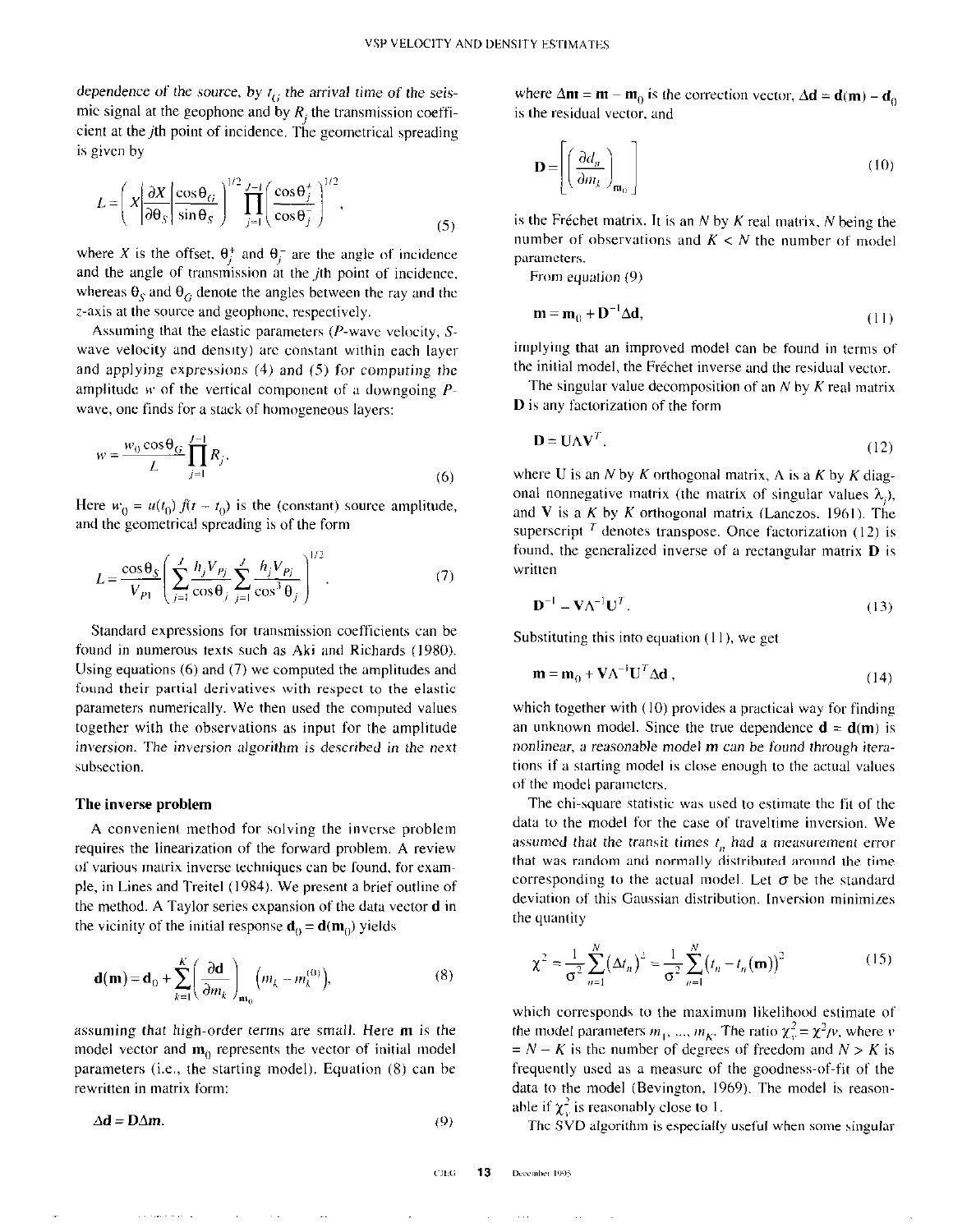dependence of the source, by $t_G$ the arrival time of the seismic signal at the geophone and by $R_j$ the transmission coefficient at the $j$th point of incidence. The geometrical spreading is given by

$$L = \left( X \left| \frac{\partial X}{\partial \theta_S} \right| \frac{\cos\theta_G}{\sin\theta_S} \right)^{1/2} \prod_{j=1}^{J-1} \left( \frac{\cos\theta_j^+}{\cos\theta_j^-} \right)^{1/2}, \tag{5}$$

where $X$ is the offset, $\theta_j^+$ and $\theta_j^-$ are the angle of incidence and the angle of transmission at the $j$th point of incidence, whereas $\theta_S$ and $\theta_G$ denote the angles between the ray and the $z$-axis at the source and geophone, respectively.

Assuming that the elastic parameters ($P$-wave velocity, $S$-wave velocity and density) are constant within each layer and applying expressions (4) and (5) for computing the amplitude $w$ of the vertical component of a downgoing $P$-wave, one finds for a stack of homogeneous layers:

$$w = \frac{w_0 \cos\theta_G}{L} \prod_{j=1}^{J-1} R_j. \tag{6}$$

Here $w_0 = u(t_0) f(t - t_0)$ is the (constant) source amplitude, and the geometrical spreading is of the form

$$L = \frac{\cos\theta_S}{V_{P1}} \left( \sum_{j=1}^{J} \frac{h_j V_{Pj}}{\cos\theta_j} \sum_{j=1}^{J} \frac{h_j V_{Pj}}{\cos^3\theta_j} \right)^{1/2}. \tag{7}$$

Standard expressions for transmission coefficients can be found in numerous texts such as Aki and Richards (1980). Using equations (6) and (7) we computed the amplitudes and found their partial derivatives with respect to the elastic parameters numerically. We then used the computed values together with the observations as input for the amplitude inversion. The inversion algorithm is described in the next subsection.

### The inverse problem

A convenient method for solving the inverse problem requires the linearization of the forward problem. A review of various matrix inverse techniques can be found, for example, in Lines and Treitel (1984). We present a brief outline of the method. A Taylor series expansion of the data vector $\mathbf{d}$ in the vicinity of the initial response $\mathbf{d}_0 = \mathbf{d}(\mathbf{m}_0)$ yields

$$\mathbf{d}(\mathbf{m}) = \mathbf{d}_0 + \sum_{k=1}^{K} \left( \frac{\partial \mathbf{d}}{\partial m_k} \right)_{\mathbf{m}_0} \left( m_k - m_k^{(0)} \right), \tag{8}$$

assuming that high-order terms are small. Here $\mathbf{m}$ is the model vector and $\mathbf{m}_0$ represents the vector of initial model parameters (i.e., the starting model). Equation (8) can be rewritten in matrix form:

$$\Delta \mathbf{d} = \mathbf{D} \Delta \mathbf{m}. \tag{9}$$

where $\Delta\mathbf{m} = \mathbf{m} - \mathbf{m}_0$ is the correction vector, $\Delta\mathbf{d} = \mathbf{d}(\mathbf{m}) - \mathbf{d}_0$ is the residual vector, and

$$\mathbf{D} = \left[ \left( \frac{\partial d_n}{\partial m_k} \right)_{\mathbf{m}_0} \right] \tag{10}$$

is the Fréchet matrix. It is an $N$ by $K$ real matrix, $N$ being the number of observations and $K < N$ the number of model parameters.

From equation (9)

$$\mathbf{m} = \mathbf{m}_0 + \mathbf{D}^{-1} \Delta \mathbf{d}, \tag{11}$$

implying that an improved model can be found in terms of the initial model, the Fréchet inverse and the residual vector.

The singular value decomposition of an $N$ by $K$ real matrix $\mathbf{D}$ is any factorization of the form

$$\mathbf{D} = \mathbf{U} \Lambda \mathbf{V}^T, \tag{12}$$

where $\mathbf{U}$ is an $N$ by $K$ orthogonal matrix, $\Lambda$ is a $K$ by $K$ diagonal nonnegative matrix (the matrix of singular values $\lambda_j$), and $\mathbf{V}$ is a $K$ by $K$ orthogonal matrix (Lanczos, 1961). The superscript $^T$ denotes transpose. Once factorization (12) is found, the generalized inverse of a rectangular matrix $\mathbf{D}$ is written

$$\mathbf{D}^{-1} = \mathbf{V} \Lambda^{-1} \mathbf{U}^T. \tag{13}$$

Substituting this into equation (11), we get

$$\mathbf{m} = \mathbf{m}_0 + \mathbf{V} \Lambda^{-1} \mathbf{U}^T \Delta \mathbf{d}, \tag{14}$$

which together with (10) provides a practical way for finding an unknown model. Since the true dependence $\mathbf{d} = \mathbf{d}(\mathbf{m})$ is nonlinear, a reasonable model $\mathbf{m}$ can be found through iterations if a starting model is close enough to the actual values of the model parameters.

The chi-square statistic was used to estimate the fit of the data to the model for the case of traveltime inversion. We assumed that the transit times $t_n$ had a measurement error that was random and normally distributed around the time corresponding to the actual model. Let $\sigma$ be the standard deviation of this Gaussian distribution. Inversion minimizes the quantity

$$\chi^2 = \frac{1}{\sigma^2} \sum_{n=1}^{N} (\Delta t_n)^2 = \frac{1}{\sigma^2} \sum_{n=1}^{N} \left( t_n - t_n(\mathbf{m}) \right)^2 \tag{15}$$

which corresponds to the maximum likelihood estimate of the model parameters $m_1, \ldots, m_K$. The ratio $\chi_\nu^2 = \chi^2/\nu$, where $\nu = N - K$ is the number of degrees of freedom and $N > K$ is frequently used as a measure of the goodness-of-fit of the data to the model (Bevington, 1969). The model is reasonable if $\chi_\nu^2$ is reasonably close to 1.

The SVD algorithm is especially useful when some singular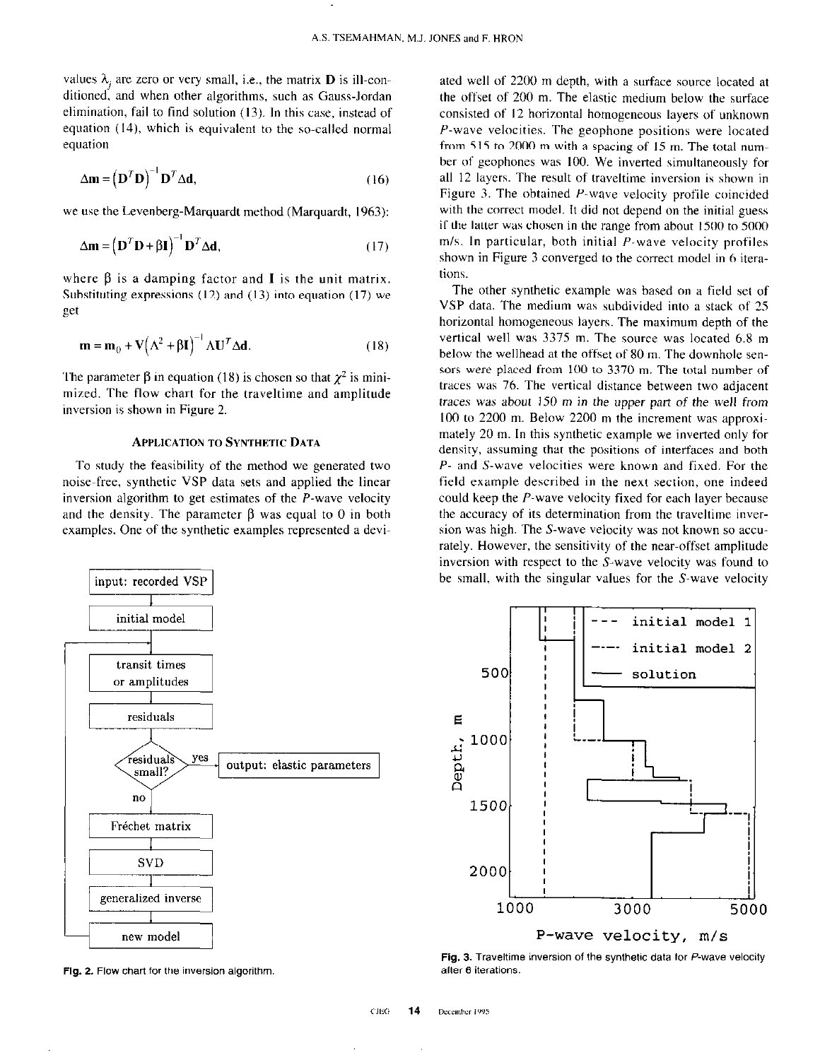values $\lambda_j$ are zero or very small, i.e., the matrix $\mathbf{D}$ is ill-conditioned, and when other algorithms, such as Gauss-Jordan elimination, fail to find solution (13). In this case, instead of equation (14), which is equivalent to the so-called normal equation

$$\Delta\mathbf{m} = \left(\mathbf{D}^T\mathbf{D}\right)^{-1}\mathbf{D}^T\Delta\mathbf{d}, \tag{16}$$

we use the Levenberg-Marquardt method (Marquardt, 1963):

$$\Delta\mathbf{m} = \left(\mathbf{D}^T\mathbf{D} + \beta\mathbf{I}\right)^{-1}\mathbf{D}^T\Delta\mathbf{d}, \tag{17}$$

where $\beta$ is a damping factor and $\mathbf{I}$ is the unit matrix. Substituting expressions (12) and (13) into equation (17) we get

$$\mathbf{m} = \mathbf{m}_0 + \mathbf{V}\left(\Lambda^2 + \beta\mathbf{I}\right)^{-1}\Lambda\mathbf{U}^T\Delta\mathbf{d}. \tag{18}$$

The parameter $\beta$ in equation (18) is chosen so that $\chi^2$ is minimized. The flow chart for the traveltime and amplitude inversion is shown in Figure 2.

## Application to Synthetic Data

To study the feasibility of the method we generated two noise-free, synthetic VSP data sets and applied the linear inversion algorithm to get estimates of the $P$-wave velocity and the density. The parameter $\beta$ was equal to 0 in both examples. One of the synthetic examples represented a deviated well of 2200 m depth, with a surface source located at the offset of 200 m. The elastic medium below the surface consisted of 12 horizontal homogeneous layers of unknown $P$-wave velocities. The geophone positions were located from 515 to 2000 m with a spacing of 15 m. The total number of geophones was 100. We inverted simultaneously for all 12 layers. The result of traveltime inversion is shown in Figure 3. The obtained $P$-wave velocity profile coincided with the correct model. It did not depend on the initial guess if the latter was chosen in the range from about 1500 to 5000 m/s. In particular, both initial $P$-wave velocity profiles shown in Figure 3 converged to the correct model in 6 iterations.

The other synthetic example was based on a field set of VSP data. The medium was subdivided into a stack of 25 horizontal homogeneous layers. The maximum depth of the vertical well was 3375 m. The source was located 6.8 m below the wellhead at the offset of 80 m. The downhole sensors were placed from 100 to 3370 m. The total number of traces was 76. The vertical distance between two adjacent traces was about 150 m in the upper part of the well from 100 to 2200 m. Below 2200 m the increment was approximately 20 m. In this synthetic example we inverted only for density, assuming that the positions of interfaces and both $P$- and $S$-wave velocities were known and fixed. For the field example described in the next section, one indeed could keep the $P$-wave velocity fixed for each layer because the accuracy of its determination from the traveltime inversion was high. The $S$-wave velocity was not known so accurately. However, the sensitivity of the near-offset amplitude inversion with respect to the $S$-wave velocity was found to be small, with the singular values for the $S$-wave velocity

Fig. 2. Flow chart for the inversion algorithm.

Fig. 3. Traveltime inversion of the synthetic data for $P$-wave velocity after 6 iterations.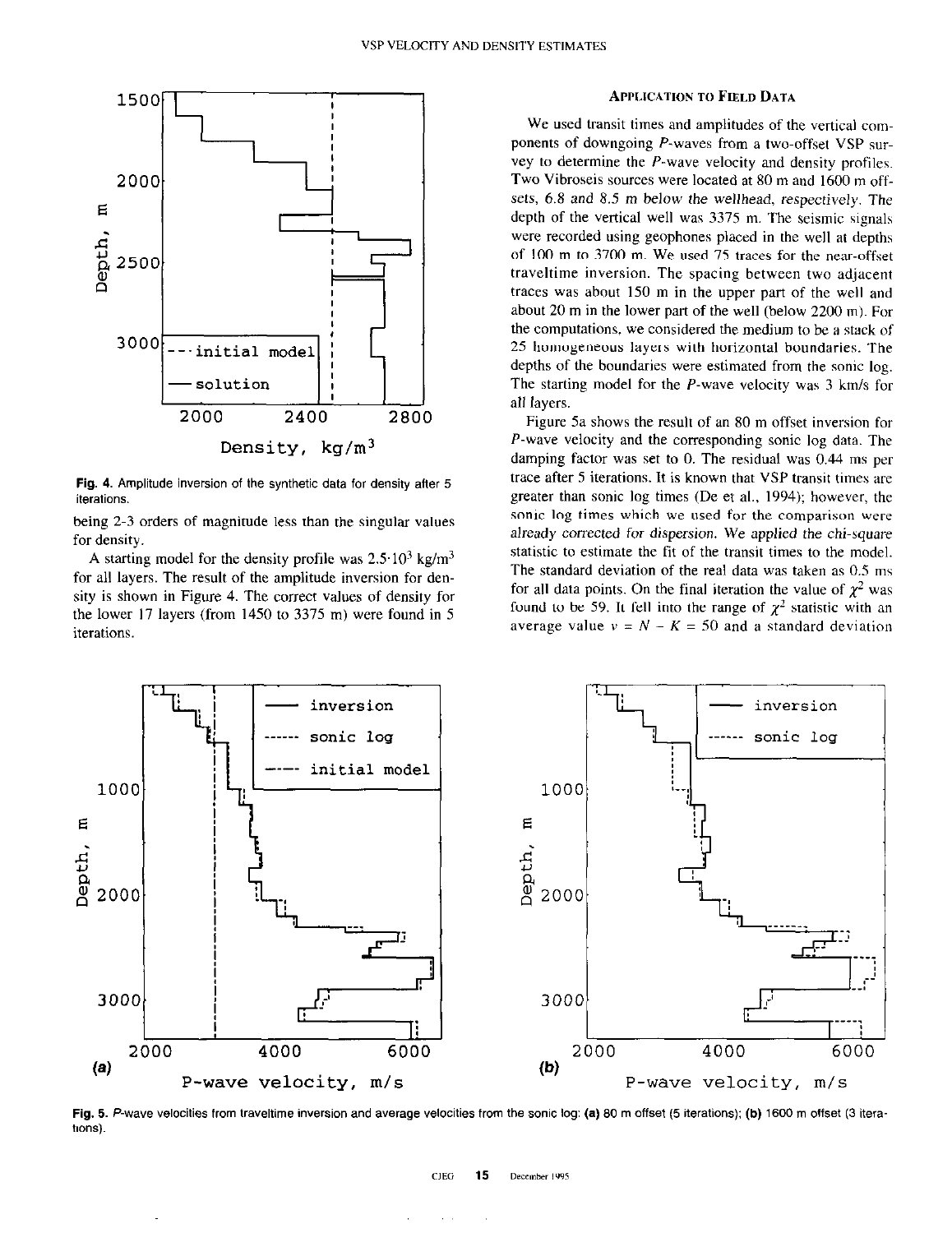Fig. 4. Amplitude inversion of the synthetic data for density after 5 iterations.

being 2-3 orders of magnitude less than the singular values for density.

A starting model for the density profile was $2.5 \cdot 10^3$ kg/m$^3$ for all layers. The result of the amplitude inversion for density is shown in Figure 4. The correct values of density for the lower 17 layers (from 1450 to 3375 m) were found in 5 iterations.

## Application to Field Data

We used transit times and amplitudes of the vertical components of downgoing *P*-waves from a two-offset VSP survey to determine the *P*-wave velocity and density profiles. Two Vibroseis sources were located at 80 m and 1600 m offsets, 6.8 and 8.5 m below the wellhead, respectively. The depth of the vertical well was 3375 m. The seismic signals were recorded using geophones placed in the well at depths of 100 m to 3700 m. We used 75 traces for the near-offset traveltime inversion. The spacing between two adjacent traces was about 150 m in the upper part of the well and about 20 m in the lower part of the well (below 2200 m). For the computations, we considered the medium to be a stack of 25 homogeneous layers with horizontal boundaries. The depths of the boundaries were estimated from the sonic log. The starting model for the *P*-wave velocity was 3 km/s for all layers.

Figure 5a shows the result of an 80 m offset inversion for *P*-wave velocity and the corresponding sonic log data. The damping factor was set to 0. The residual was 0.44 ms per trace after 5 iterations. It is known that VSP transit times are greater than sonic log times (De et al., 1994); however, the sonic log times which we used for the comparison were already corrected for dispersion. We applied the chi-square statistic to estimate the fit of the transit times to the model. The standard deviation of the real data was taken as 0.5 ms for all data points. On the final iteration the value of $\chi^2$ was found to be 59. It fell into the range of $\chi^2$ statistic with an average value $\nu = N - K = 50$ and a standard deviation

Fig. 5. *P*-wave velocities from traveltime inversion and average velocities from the sonic log: **(a)** 80 m offset (5 iterations); **(b)** 1600 m offset (3 iterations).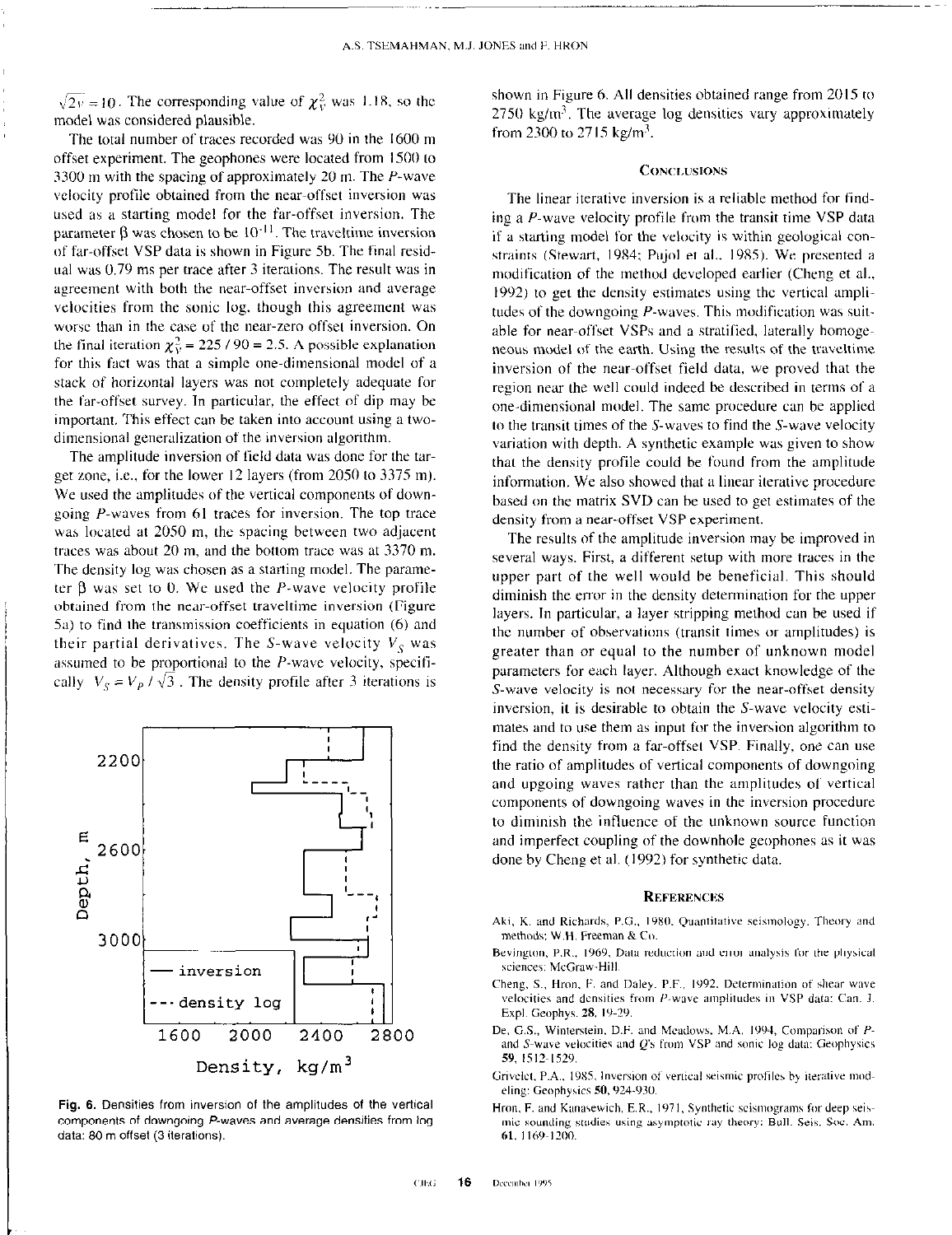$\sqrt{2\nu} = 10$. The corresponding value of $\chi^2_\nu$ was 1.18, so the model was considered plausible.

The total number of traces recorded was 90 in the 1600 m offset experiment. The geophones were located from 1500 to 3300 m with the spacing of approximately 20 m. The $P$-wave velocity profile obtained from the near-offset inversion was used as a starting model for the far-offset inversion. The parameter $\beta$ was chosen to be $10^{-11}$. The traveltime inversion of far-offset VSP data is shown in Figure 5b. The final residual was 0.79 ms per trace after 3 iterations. The result was in agreement with both the near-offset inversion and average velocities from the sonic log, though this agreement was worse than in the case of the near-zero offset inversion. On the final iteration $\chi^2_\nu = 225 / 90 = 2.5$. A possible explanation for this fact was that a simple one-dimensional model of a stack of horizontal layers was not completely adequate for the far-offset survey. In particular, the effect of dip may be important. This effect can be taken into account using a two-dimensional generalization of the inversion algorithm.

The amplitude inversion of field data was done for the target zone, i.e., for the lower 12 layers (from 2050 to 3375 m). We used the amplitudes of the vertical components of downgoing $P$-waves from 61 traces for inversion. The top trace was located at 2050 m, the spacing between two adjacent traces was about 20 m, and the bottom trace was at 3370 m. The density log was chosen as a starting model. The parameter $\beta$ was set to 0. We used the $P$-wave velocity profile obtained from the near-offset traveltime inversion (Figure 5a) to find the transmission coefficients in equation (6) and their partial derivatives. The $S$-wave velocity $V_S$ was assumed to be proportional to the $P$-wave velocity, specifically $V_S = V_P / \sqrt{3}$. The density profile after 3 iterations is shown in Figure 6. All densities obtained range from 2015 to 2750 kg/m$^3$. The average log densities vary approximately from 2300 to 2715 kg/m$^3$.

**Fig. 6.** Densities from inversion of the amplitudes of the vertical components of downgoing $P$-waves and average densities from log data: 80 m offset (3 iterations).

## Conclusions

The linear iterative inversion is a reliable method for finding a $P$-wave velocity profile from the transit time VSP data if a starting model for the velocity is within geological constraints (Stewart, 1984; Pujol et al., 1985). We presented a modification of the method developed earlier (Cheng et al., 1992) to get the density estimates using the vertical amplitudes of the downgoing $P$-waves. This modification was suitable for near-offset VSPs and a stratified, laterally homogeneous model of the earth. Using the results of the traveltime inversion of the near-offset field data, we proved that the region near the well could indeed be described in terms of a one-dimensional model. The same procedure can be applied to the transit times of the $S$-waves to find the $S$-wave velocity variation with depth. A synthetic example was given to show that the density profile could be found from the amplitude information. We also showed that a linear iterative procedure based on the matrix SVD can be used to get estimates of the density from a near-offset VSP experiment.

The results of the amplitude inversion may be improved in several ways. First, a different setup with more traces in the upper part of the well would be beneficial. This should diminish the error in the density determination for the upper layers. In particular, a layer stripping method can be used if the number of observations (transit times or amplitudes) is greater than or equal to the number of unknown model parameters for each layer. Although exact knowledge of the $S$-wave velocity is not necessary for the near-offset density inversion, it is desirable to obtain the $S$-wave velocity estimates and to use them as input for the inversion algorithm to find the density from a far-offset VSP. Finally, one can use the ratio of amplitudes of vertical components of downgoing and upgoing waves rather than the amplitudes of vertical components of downgoing waves in the inversion procedure to diminish the influence of the unknown source function and imperfect coupling of the downhole geophones as it was done by Cheng et al. (1992) for synthetic data.

## References

Aki, K. and Richards, P.G., 1980, Quantitative seismology. Theory and methods: W.H. Freeman & Co.

Bevington, P.R., 1969, Data reduction and error analysis for the physical sciences: McGraw-Hill.

Cheng, S., Hron, F. and Daley, P.F., 1992, Determination of shear wave velocities and densities from $P$-wave amplitudes in VSP data: Can. J. Expl. Geophys. **28**, 19-29.

De, G.S., Winterstein, D.F. and Meadows, M.A., 1994, Comparison of $P$- and $S$-wave velocities and $Q$'s from VSP and sonic log data: Geophysics **59**, 1512-1529.

Grivelet, P.A., 1985, Inversion of vertical seismic profiles by iterative modeling: Geophysics **50**, 924-930.

Hron, F. and Kanasewich, E.R., 1971, Synthetic seismograms for deep seismic sounding studies using asymptotic ray theory: Bull. Seis. Soc. Am. **61**, 1169-1200.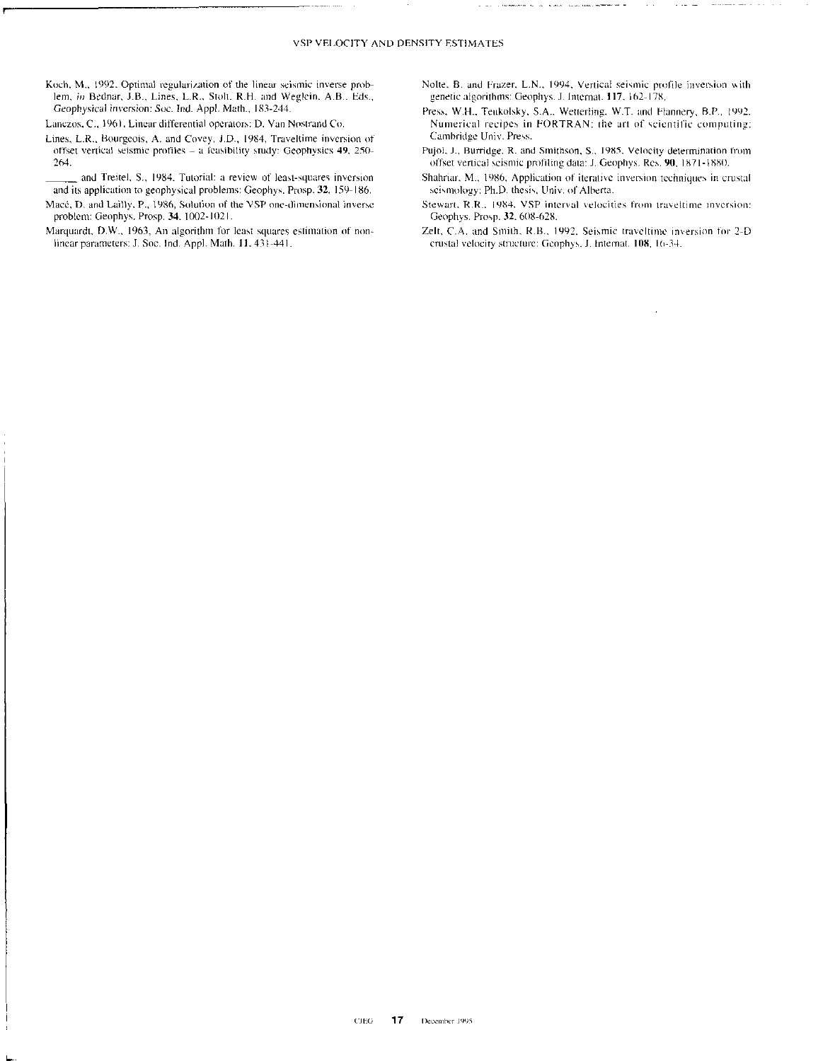Koch, M., 1992, Optimal regularization of the linear seismic inverse problem, *in* Bednar, J.B., Lines, L.R., Stolt, R.H. and Weglein, A.B., Eds., *Geophysical inversion*: Soc. Ind. Appl. Math., 183-244.

Lanczos, C., 1961, Linear differential operators: D. Van Nostrand Co.

Lines, L.R., Bourgeois, A. and Covey, J.D., 1984, Traveltime inversion of offset vertical seismic profiles – a feasibility study: Geophysics **49**, 250-264.

_____ and Treitel, S., 1984, Tutorial: a review of least-squares inversion and its application to geophysical problems: Geophys. Prosp. **32**, 159-186.

Macé, D. and Lailly, P., 1986, Solution of the VSP one-dimensional inverse problem: Geophys. Prosp. **34**, 1002-1021.

Marquardt, D.W., 1963, An algorithm for least squares estimation of nonlinear parameters: J. Soc. Ind. Appl. Math. **11**, 431-441.

Nolte, B. and Frazer, L.N., 1994, Vertical seismic profile inversion with genetic algorithms: Geophys. J. Internat. **117**, 162-178.

Press, W.H., Teukolsky, S.A., Wetterling, W.T. and Flannery, B.P., 1992, Numerical recipes in FORTRAN: the art of scientific computing: Cambridge Univ. Press.

Pujol, J., Burridge, R. and Smithson, S., 1985, Velocity determination from offset vertical seismic profiling data: J. Geophys. Res. **90**, 1871-1880.

Shahriar, M., 1986, Application of iterative inversion techniques in crustal seismology: Ph.D. thesis, Univ. of Alberta.

Stewart, R.R., 1984, VSP interval velocities from traveltime inversion: Geophys. Prosp. **32**, 608-628.

Zelt, C.A. and Smith, R.B., 1992, Seismic traveltime inversion for 2-D crustal velocity structure: Geophys. J. Internat. **108**, 16-34.